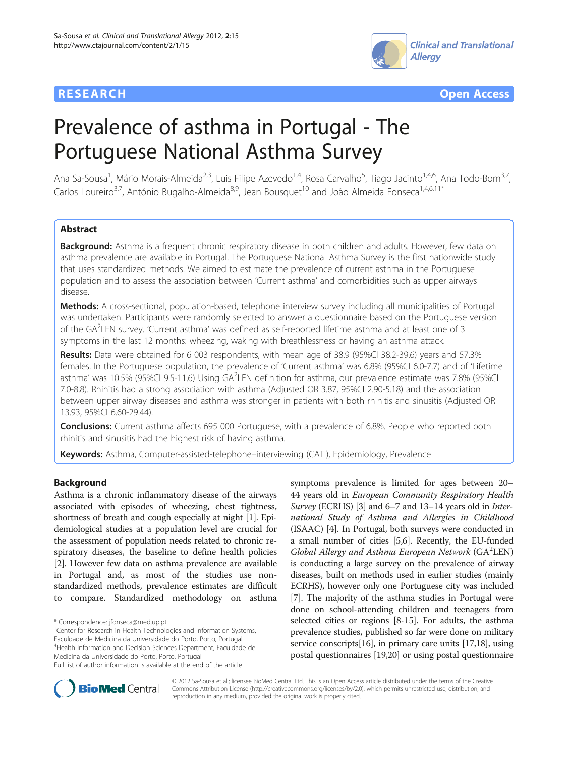RESEARCH Open Access

# Prevalence of asthma in Portugal - The Portuguese National Asthma Survey

Ana Sa-Sousa[1], Mário Morais-Almeida[2,3], Luis Filipe Azevedo[1,4], Rosa Carvalho[5], Tiago Jacinto[1,4,6], Ana Todo-Bom[3,7], Carlos Loureiro[3,7], António Bugalho-Almeida[8,9], Jean Bousquet[10] and João Almeida Fonseca[1,4,6,11*]

## Abstract

**Background:** Asthma is a frequent chronic respiratory disease in both children and adults. However, few data on asthma prevalence are available in Portugal. The Portuguese National Asthma Survey is the first nationwide study that uses standardized methods. We aimed to estimate the prevalence of current asthma in the Portuguese population and to assess the association between 'Current asthma' and comorbidities such as upper airways disease.

**Methods:** A cross-sectional, population-based, telephone interview survey including all municipalities of Portugal was undertaken. Participants were randomly selected to answer a questionnaire based on the Portuguese version of the GA$^2$LEN survey. 'Current asthma' was defined as self-reported lifetime asthma and at least one of 3 symptoms in the last 12 months: wheezing, waking with breathlessness or having an asthma attack.

**Results:** Data were obtained for 6 003 respondents, with mean age of 38.9 (95%CI 38.2-39.6) years and 57.3% females. In the Portuguese population, the prevalence of 'Current asthma' was 6.8% (95%CI 6.0-7.7) and of 'Lifetime asthma' was 10.5% (95%CI 9.5-11.6) Using GA$^2$LEN definition for asthma, our prevalence estimate was 7.8% (95%CI 7.0-8.8). Rhinitis had a strong association with asthma (Adjusted OR 3.87, 95%CI 2.90-5.18) and the association between upper airway diseases and asthma was stronger in patients with both rhinitis and sinusitis (Adjusted OR 13.93, 95%CI 6.60-29.44).

**Conclusions:** Current asthma affects 695 000 Portuguese, with a prevalence of 6.8%. People who reported both rhinitis and sinusitis had the highest risk of having asthma.

**Keywords:** Asthma, Computer-assisted-telephone–interviewing (CATI), Epidemiology, Prevalence

## Background

Asthma is a chronic inflammatory disease of the airways associated with episodes of wheezing, chest tightness, shortness of breath and cough especially at night [1]. Epidemiological studies at a population level are crucial for the assessment of population needs related to chronic respiratory diseases, the baseline to define health policies [2]. However few data on asthma prevalence are available in Portugal and, as most of the studies use non-standardized methods, prevalence estimates are difficult to compare. Standardized methodology on asthma symptoms prevalence is limited for ages between 20–44 years old in *European Community Respiratory Health Survey* (ECRHS) [3] and 6–7 and 13–14 years old in *International Study of Asthma and Allergies in Childhood* (ISAAC) [4]. In Portugal, both surveys were conducted in a small number of cities [5,6]. Recently, the EU-funded *Global Allergy and Asthma European Network* (GA$^2$LEN) is conducting a large survey on the prevalence of airway diseases, built on methods used in earlier studies (mainly ECRHS), however only one Portuguese city was included [7]. The majority of the asthma studies in Portugal were done on school-attending children and teenagers from selected cities or regions [8-15]. For adults, the asthma prevalence studies, published so far were done on military service conscripts[16], in primary care units [17,18], using postal questionnaires [19,20] or using postal questionnaire

\* Correspondence: jfonseca@med.up.pt
[1]Center for Research in Health Technologies and Information Systems, Faculdade de Medicina da Universidade do Porto, Porto, Portugal
[4]Health Information and Decision Sciences Department, Faculdade de Medicina da Universidade do Porto, Porto, Portugal
Full list of author information is available at the end of the article

© 2012 Sa-Sousa et al.; licensee BioMed Central Ltd. This is an Open Access article distributed under the terms of the Creative Commons Attribution License (http://creativecommons.org/licenses/by/2.0), which permits unrestricted use, distribution, and reproduction in any medium, provided the original work is properly cited.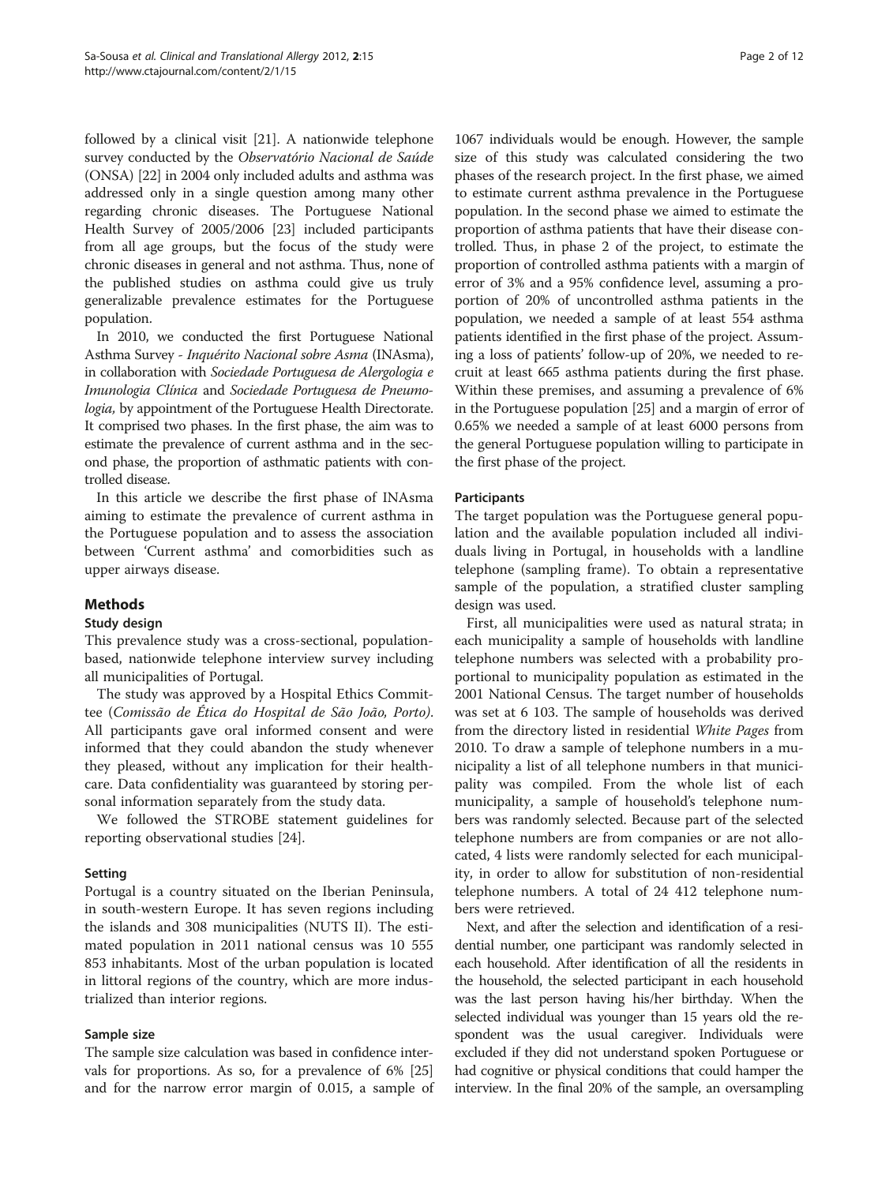followed by a clinical visit [21]. A nationwide telephone survey conducted by the *Observatório Nacional de Saúde* (ONSA) [22] in 2004 only included adults and asthma was addressed only in a single question among many other regarding chronic diseases. The Portuguese National Health Survey of 2005/2006 [23] included participants from all age groups, but the focus of the study were chronic diseases in general and not asthma. Thus, none of the published studies on asthma could give us truly generalizable prevalence estimates for the Portuguese population.

In 2010, we conducted the first Portuguese National Asthma Survey - *Inquérito Nacional sobre Asma* (INAsma), in collaboration with *Sociedade Portuguesa de Alergologia e Imunologia Clínica* and *Sociedade Portuguesa de Pneumologia*, by appointment of the Portuguese Health Directorate. It comprised two phases. In the first phase, the aim was to estimate the prevalence of current asthma and in the second phase, the proportion of asthmatic patients with controlled disease.

In this article we describe the first phase of INAsma aiming to estimate the prevalence of current asthma in the Portuguese population and to assess the association between 'Current asthma' and comorbidities such as upper airways disease.

## Methods

### Study design

This prevalence study was a cross-sectional, population-based, nationwide telephone interview survey including all municipalities of Portugal.

The study was approved by a Hospital Ethics Committee (*Comissão de Ética do Hospital de São João, Porto*). All participants gave oral informed consent and were informed that they could abandon the study whenever they pleased, without any implication for their healthcare. Data confidentiality was guaranteed by storing personal information separately from the study data.

We followed the STROBE statement guidelines for reporting observational studies [24].

### Setting

Portugal is a country situated on the Iberian Peninsula, in south-western Europe. It has seven regions including the islands and 308 municipalities (NUTS II). The estimated population in 2011 national census was 10 555 853 inhabitants. Most of the urban population is located in littoral regions of the country, which are more industrialized than interior regions.

### Sample size

The sample size calculation was based in confidence intervals for proportions. As so, for a prevalence of 6% [25] and for the narrow error margin of 0.015, a sample of 1067 individuals would be enough. However, the sample size of this study was calculated considering the two phases of the research project. In the first phase, we aimed to estimate current asthma prevalence in the Portuguese population. In the second phase we aimed to estimate the proportion of asthma patients that have their disease controlled. Thus, in phase 2 of the project, to estimate the proportion of controlled asthma patients with a margin of error of 3% and a 95% confidence level, assuming a proportion of 20% of uncontrolled asthma patients in the population, we needed a sample of at least 554 asthma patients identified in the first phase of the project. Assuming a loss of patients' follow-up of 20%, we needed to recruit at least 665 asthma patients during the first phase. Within these premises, and assuming a prevalence of 6% in the Portuguese population [25] and a margin of error of 0.65% we needed a sample of at least 6000 persons from the general Portuguese population willing to participate in the first phase of the project.

### Participants

The target population was the Portuguese general population and the available population included all individuals living in Portugal, in households with a landline telephone (sampling frame). To obtain a representative sample of the population, a stratified cluster sampling design was used.

First, all municipalities were used as natural strata; in each municipality a sample of households with landline telephone numbers was selected with a probability proportional to municipality population as estimated in the 2001 National Census. The target number of households was set at 6 103. The sample of households was derived from the directory listed in residential *White Pages* from 2010. To draw a sample of telephone numbers in a municipality a list of all telephone numbers in that municipality was compiled. From the whole list of each municipality, a sample of household's telephone numbers was randomly selected. Because part of the selected telephone numbers are from companies or are not allocated, 4 lists were randomly selected for each municipality, in order to allow for substitution of non-residential telephone numbers. A total of 24 412 telephone numbers were retrieved.

Next, and after the selection and identification of a residential number, one participant was randomly selected in each household. After identification of all the residents in the household, the selected participant in each household was the last person having his/her birthday. When the selected individual was younger than 15 years old the respondent was the usual caregiver. Individuals were excluded if they did not understand spoken Portuguese or had cognitive or physical conditions that could hamper the interview. In the final 20% of the sample, an oversampling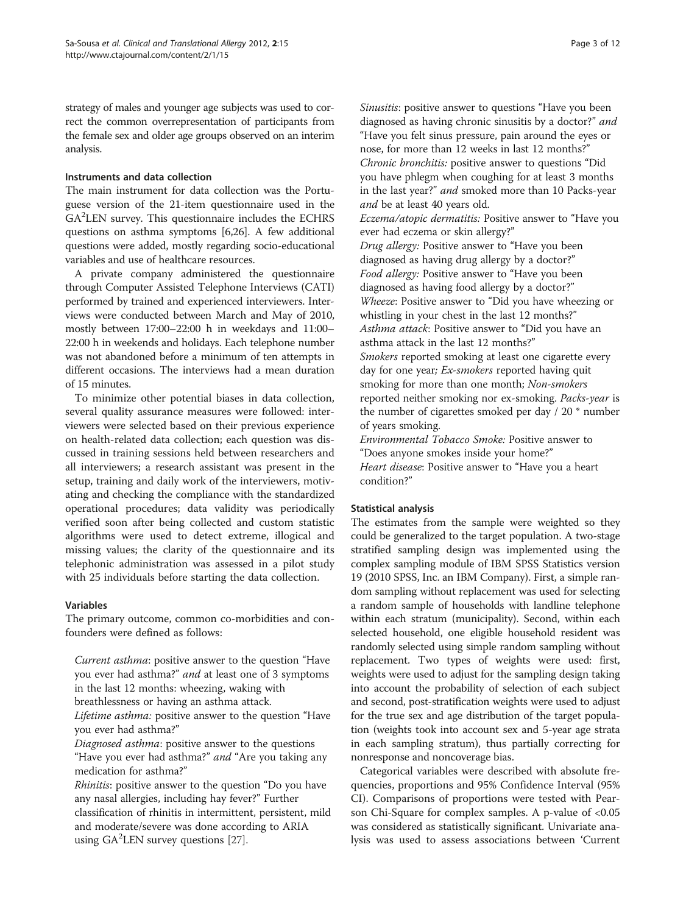strategy of males and younger age subjects was used to correct the common overrepresentation of participants from the female sex and older age groups observed on an interim analysis.

### Instruments and data collection

The main instrument for data collection was the Portuguese version of the 21-item questionnaire used in the GA²LEN survey. This questionnaire includes the ECHRS questions on asthma symptoms [6,26]. A few additional questions were added, mostly regarding socio-educational variables and use of healthcare resources.

A private company administered the questionnaire through Computer Assisted Telephone Interviews (CATI) performed by trained and experienced interviewers. Interviews were conducted between March and May of 2010, mostly between 17:00–22:00 h in weekdays and 11:00–22:00 h in weekends and holidays. Each telephone number was not abandoned before a minimum of ten attempts in different occasions. The interviews had a mean duration of 15 minutes.

To minimize other potential biases in data collection, several quality assurance measures were followed: interviewers were selected based on their previous experience on health-related data collection; each question was discussed in training sessions held between researchers and all interviewers; a research assistant was present in the setup, training and daily work of the interviewers, motivating and checking the compliance with the standardized operational procedures; data validity was periodically verified soon after being collected and custom statistic algorithms were used to detect extreme, illogical and missing values; the clarity of the questionnaire and its telephonic administration was assessed in a pilot study with 25 individuals before starting the data collection.

### Variables

The primary outcome, common co-morbidities and confounders were defined as follows:

*Current asthma*: positive answer to the question "Have you ever had asthma?" *and* at least one of 3 symptoms in the last 12 months: wheezing, waking with breathlessness or having an asthma attack.

*Lifetime asthma:* positive answer to the question "Have you ever had asthma?"

*Diagnosed asthma*: positive answer to the questions "Have you ever had asthma?" *and* "Are you taking any medication for asthma?"

*Rhinitis*: positive answer to the question "Do you have any nasal allergies, including hay fever?" Further classification of rhinitis in intermittent, persistent, mild and moderate/severe was done according to ARIA using GA²LEN survey questions [27].

*Sinusitis*: positive answer to questions "Have you been diagnosed as having chronic sinusitis by a doctor?" *and* "Have you felt sinus pressure, pain around the eyes or nose, for more than 12 weeks in last 12 months?"

*Chronic bronchitis:* positive answer to questions "Did you have phlegm when coughing for at least 3 months in the last year?" *and* smoked more than 10 Packs-year *and* be at least 40 years old.

*Eczema/atopic dermatitis:* Positive answer to "Have you ever had eczema or skin allergy?"

*Drug allergy:* Positive answer to "Have you been diagnosed as having drug allergy by a doctor?"

*Food allergy:* Positive answer to "Have you been diagnosed as having food allergy by a doctor?"

*Wheeze*: Positive answer to "Did you have wheezing or whistling in your chest in the last 12 months?"

*Asthma attack*: Positive answer to "Did you have an asthma attack in the last 12 months?"

*Smokers* reported smoking at least one cigarette every day for one year; *Ex-smokers* reported having quit smoking for more than one month; *Non-smokers* reported neither smoking nor ex-smoking. *Packs-year* is the number of cigarettes smoked per day / 20 * number of years smoking.

*Environmental Tobacco Smoke:* Positive answer to "Does anyone smokes inside your home?"

*Heart disease*: Positive answer to "Have you a heart condition?"

### Statistical analysis

The estimates from the sample were weighted so they could be generalized to the target population. A two-stage stratified sampling design was implemented using the complex sampling module of IBM SPSS Statistics version 19 (2010 SPSS, Inc. an IBM Company). First, a simple random sampling without replacement was used for selecting a random sample of households with landline telephone within each stratum (municipality). Second, within each selected household, one eligible household resident was randomly selected using simple random sampling without replacement. Two types of weights were used: first, weights were used to adjust for the sampling design taking into account the probability of selection of each subject and second, post-stratification weights were used to adjust for the true sex and age distribution of the target population (weights took into account sex and 5-year age strata in each sampling stratum), thus partially correcting for nonresponse and noncoverage bias.

Categorical variables were described with absolute frequencies, proportions and 95% Confidence Interval (95% CI). Comparisons of proportions were tested with Pearson Chi-Square for complex samples. A p-value of $<0.05$ was considered as statistically significant. Univariate analysis was used to assess associations between 'Current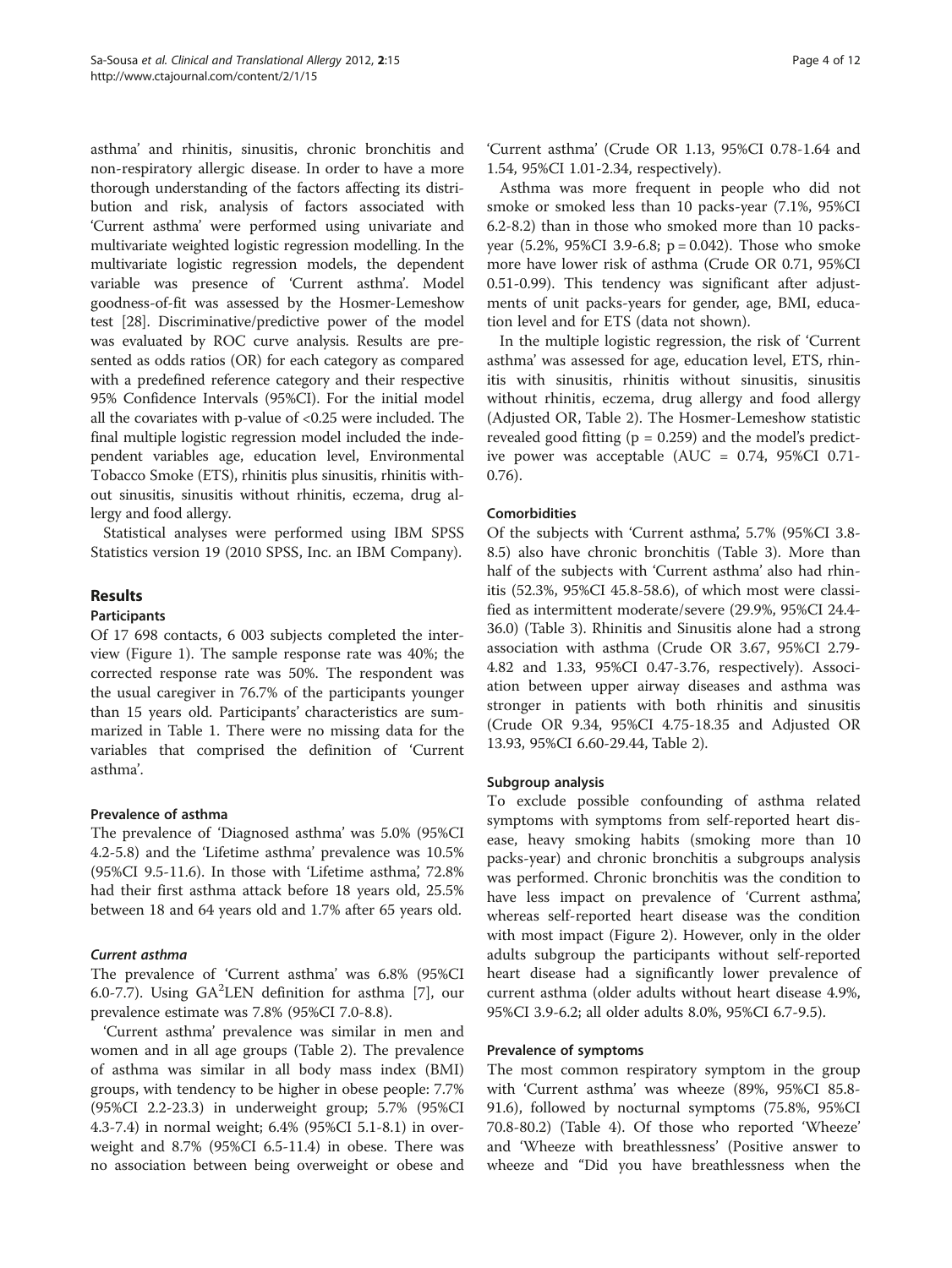asthma' and rhinitis, sinusitis, chronic bronchitis and non-respiratory allergic disease. In order to have a more thorough understanding of the factors affecting its distribution and risk, analysis of factors associated with 'Current asthma' were performed using univariate and multivariate weighted logistic regression modelling. In the multivariate logistic regression models, the dependent variable was presence of 'Current asthma'. Model goodness-of-fit was assessed by the Hosmer-Lemeshow test [28]. Discriminative/predictive power of the model was evaluated by ROC curve analysis. Results are presented as odds ratios (OR) for each category as compared with a predefined reference category and their respective 95% Confidence Intervals (95%CI). For the initial model all the covariates with p-value of <0.25 were included. The final multiple logistic regression model included the independent variables age, education level, Environmental Tobacco Smoke (ETS), rhinitis plus sinusitis, rhinitis without sinusitis, sinusitis without rhinitis, eczema, drug allergy and food allergy.

Statistical analyses were performed using IBM SPSS Statistics version 19 (2010 SPSS, Inc. an IBM Company).

## Results

### Participants

Of 17 698 contacts, 6 003 subjects completed the interview (Figure 1). The sample response rate was 40%; the corrected response rate was 50%. The respondent was the usual caregiver in 76.7% of the participants younger than 15 years old. Participants' characteristics are summarized in Table 1. There were no missing data for the variables that comprised the definition of 'Current asthma'.

### Prevalence of asthma

The prevalence of 'Diagnosed asthma' was 5.0% (95%CI 4.2-5.8) and the 'Lifetime asthma' prevalence was 10.5% (95%CI 9.5-11.6). In those with 'Lifetime asthma', 72.8% had their first asthma attack before 18 years old, 25.5% between 18 and 64 years old and 1.7% after 65 years old.

#### *Current asthma*

The prevalence of 'Current asthma' was 6.8% (95%CI 6.0-7.7). Using GA$^2$LEN definition for asthma [7], our prevalence estimate was 7.8% (95%CI 7.0-8.8).

'Current asthma' prevalence was similar in men and women and in all age groups (Table 2). The prevalence of asthma was similar in all body mass index (BMI) groups, with tendency to be higher in obese people: 7.7% (95%CI 2.2-23.3) in underweight group; 5.7% (95%CI 4.3-7.4) in normal weight; 6.4% (95%CI 5.1-8.1) in overweight and 8.7% (95%CI 6.5-11.4) in obese. There was no association between being overweight or obese and 'Current asthma' (Crude OR 1.13, 95%CI 0.78-1.64 and 1.54, 95%CI 1.01-2.34, respectively).

Asthma was more frequent in people who did not smoke or smoked less than 10 packs-year (7.1%, 95%CI 6.2-8.2) than in those who smoked more than 10 packs-year (5.2%, 95%CI 3.9-6.8; p = 0.042). Those who smoke more have lower risk of asthma (Crude OR 0.71, 95%CI 0.51-0.99). This tendency was significant after adjustments of unit packs-years for gender, age, BMI, education level and for ETS (data not shown).

In the multiple logistic regression, the risk of 'Current asthma' was assessed for age, education level, ETS, rhinitis with sinusitis, rhinitis without sinusitis, sinusitis without rhinitis, eczema, drug allergy and food allergy (Adjusted OR, Table 2). The Hosmer-Lemeshow statistic revealed good fitting (p = 0.259) and the model's predictive power was acceptable (AUC = 0.74, 95%CI 0.71-0.76).

### Comorbidities

Of the subjects with 'Current asthma', 5.7% (95%CI 3.8-8.5) also have chronic bronchitis (Table 3). More than half of the subjects with 'Current asthma' also had rhinitis (52.3%, 95%CI 45.8-58.6), of which most were classified as intermittent moderate/severe (29.9%, 95%CI 24.4-36.0) (Table 3). Rhinitis and Sinusitis alone had a strong association with asthma (Crude OR 3.67, 95%CI 2.79-4.82 and 1.33, 95%CI 0.47-3.76, respectively). Association between upper airway diseases and asthma was stronger in patients with both rhinitis and sinusitis (Crude OR 9.34, 95%CI 4.75-18.35 and Adjusted OR 13.93, 95%CI 6.60-29.44, Table 2).

### Subgroup analysis

To exclude possible confounding of asthma related symptoms with symptoms from self-reported heart disease, heavy smoking habits (smoking more than 10 packs-year) and chronic bronchitis a subgroups analysis was performed. Chronic bronchitis was the condition to have less impact on prevalence of 'Current asthma', whereas self-reported heart disease was the condition with most impact (Figure 2). However, only in the older adults subgroup the participants without self-reported heart disease had a significantly lower prevalence of current asthma (older adults without heart disease 4.9%, 95%CI 3.9-6.2; all older adults 8.0%, 95%CI 6.7-9.5).

### Prevalence of symptoms

The most common respiratory symptom in the group with 'Current asthma' was wheeze (89%, 95%CI 85.8-91.6), followed by nocturnal symptoms (75.8%, 95%CI 70.8-80.2) (Table 4). Of those who reported 'Wheeze' and 'Wheeze with breathlessness' (Positive answer to wheeze and "Did you have breathlessness when the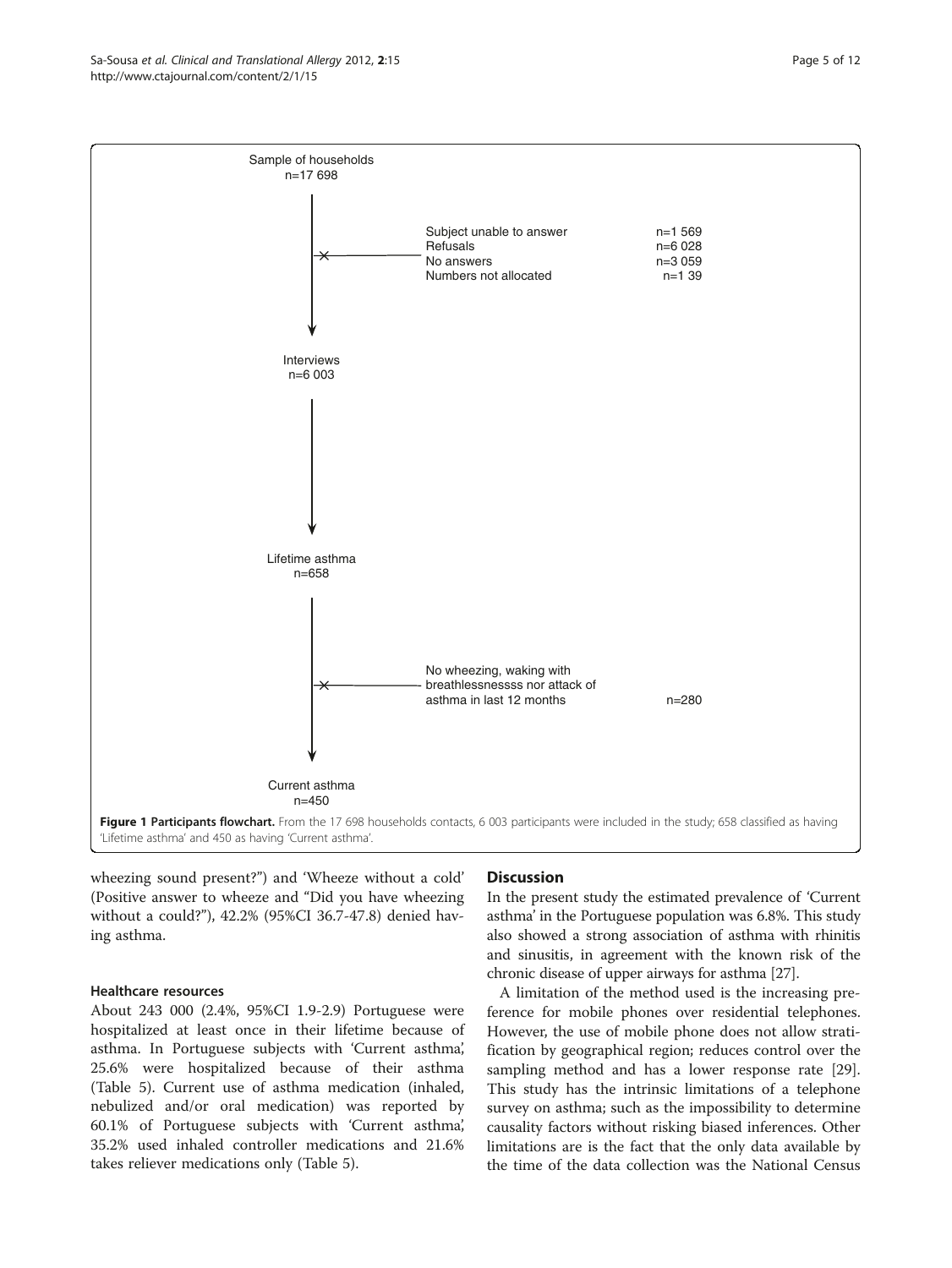Sample of households
n=17 698

Subject unable to answer n=1 569
Refusals n=6 028
No answers n=3 059
Numbers not allocated n=1 39

Interviews
n=6 003

Lifetime asthma
n=658

No wheezing, waking with breathlessnessss nor attack of asthma in last 12 months n=280

Current asthma
n=450

**Figure 1 Participants flowchart.** From the 17 698 households contacts, 6 003 participants were included in the study; 658 classified as having 'Lifetime asthma' and 450 as having 'Current asthma'.

wheezing sound present?") and 'Wheeze without a cold' (Positive answer to wheeze and "Did you have wheezing without a could?"), 42.2% (95%CI 36.7-47.8) denied having asthma.

### Healthcare resources

About 243 000 (2.4%, 95%CI 1.9-2.9) Portuguese were hospitalized at least once in their lifetime because of asthma. In Portuguese subjects with 'Current asthma', 25.6% were hospitalized because of their asthma (Table 5). Current use of asthma medication (inhaled, nebulized and/or oral medication) was reported by 60.1% of Portuguese subjects with 'Current asthma', 35.2% used inhaled controller medications and 21.6% takes reliever medications only (Table 5).

## Discussion

In the present study the estimated prevalence of 'Current asthma' in the Portuguese population was 6.8%. This study also showed a strong association of asthma with rhinitis and sinusitis, in agreement with the known risk of the chronic disease of upper airways for asthma [27].

A limitation of the method used is the increasing preference for mobile phones over residential telephones. However, the use of mobile phone does not allow stratification by geographical region; reduces control over the sampling method and has a lower response rate [29]. This study has the intrinsic limitations of a telephone survey on asthma; such as the impossibility to determine causality factors without risking biased inferences. Other limitations are is the fact that the only data available by the time of the data collection was the National Census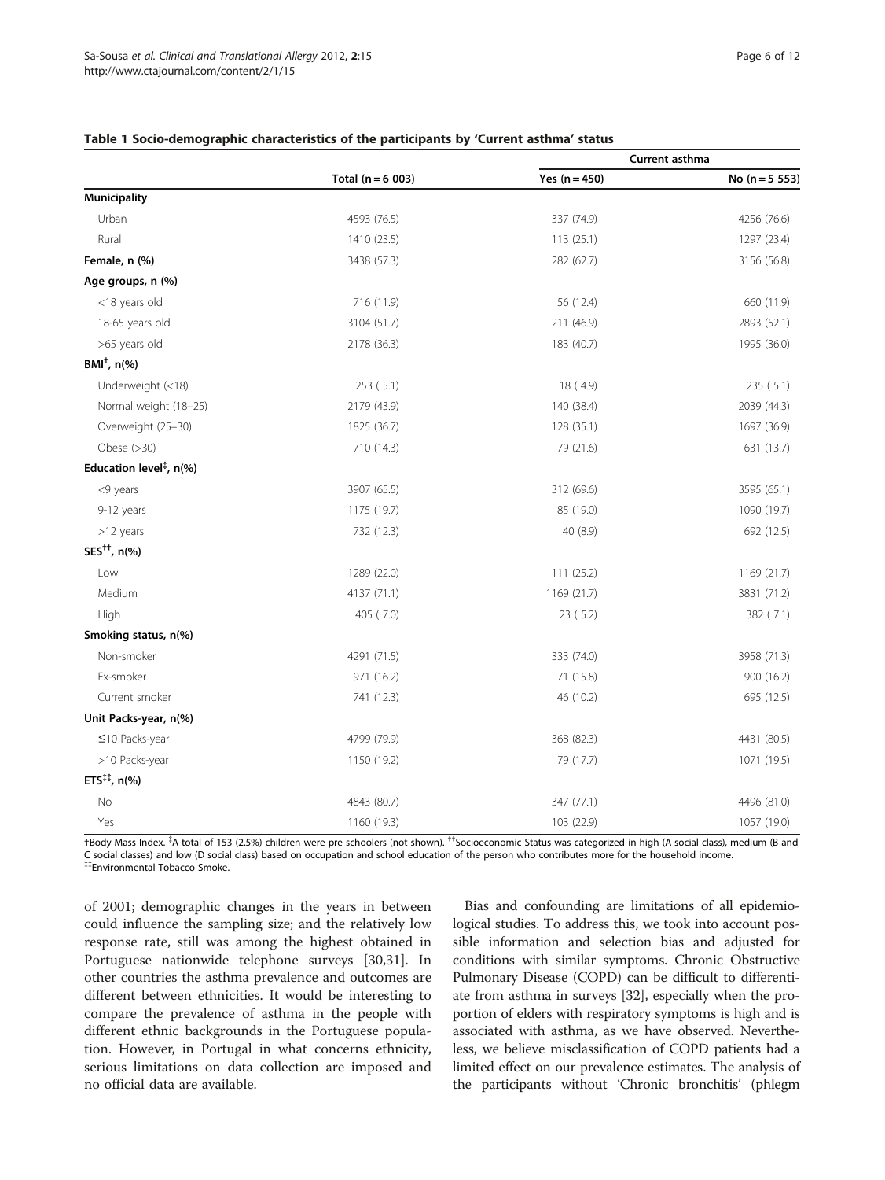**Table 1 Socio-demographic characteristics of the participants by 'Current asthma' status**

| | Total (n = 6 003) | Current asthma | |
|---|---|---|---|
| | | Yes (n = 450) | No (n = 5 553) |
| **Municipality** | | | |
| Urban | 4593 (76.5) | 337 (74.9) | 4256 (76.6) |
| Rural | 1410 (23.5) | 113 (25.1) | 1297 (23.4) |
| **Female, n (%)** | 3438 (57.3) | 282 (62.7) | 3156 (56.8) |
| **Age groups, n (%)** | | | |
| <18 years old | 716 (11.9) | 56 (12.4) | 660 (11.9) |
| 18-65 years old | 3104 (51.7) | 211 (46.9) | 2893 (52.1) |
| >65 years old | 2178 (36.3) | 183 (40.7) | 1995 (36.0) |
| **BMI[†], n(%)** | | | |
| Underweight (<18) | 253 ( 5.1) | 18 ( 4.9) | 235 ( 5.1) |
| Normal weight (18–25) | 2179 (43.9) | 140 (38.4) | 2039 (44.3) |
| Overweight (25–30) | 1825 (36.7) | 128 (35.1) | 1697 (36.9) |
| Obese (>30) | 710 (14.3) | 79 (21.6) | 631 (13.7) |
| **Education level[‡], n(%)** | | | |
| <9 years | 3907 (65.5) | 312 (69.6) | 3595 (65.1) |
| 9-12 years | 1175 (19.7) | 85 (19.0) | 1090 (19.7) |
| >12 years | 732 (12.3) | 40 (8.9) | 692 (12.5) |
| **SES[††], n(%)** | | | |
| Low | 1289 (22.0) | 111 (25.2) | 1169 (21.7) |
| Medium | 4137 (71.1) | 1169 (21.7) | 3831 (71.2) |
| High | 405 ( 7.0) | 23 ( 5.2) | 382 ( 7.1) |
| **Smoking status, n(%)** | | | |
| Non-smoker | 4291 (71.5) | 333 (74.0) | 3958 (71.3) |
| Ex-smoker | 971 (16.2) | 71 (15.8) | 900 (16.2) |
| Current smoker | 741 (12.3) | 46 (10.2) | 695 (12.5) |
| **Unit Packs-year, n(%)** | | | |
| ≤10 Packs-year | 4799 (79.9) | 368 (82.3) | 4431 (80.5) |
| >10 Packs-year | 1150 (19.2) | 79 (17.7) | 1071 (19.5) |
| **ETS[‡‡], n(%)** | | | |
| No | 4843 (80.7) | 347 (77.1) | 4496 (81.0) |
| Yes | 1160 (19.3) | 103 (22.9) | 1057 (19.0) |

†Body Mass Index. ‡A total of 153 (2.5%) children were pre-schoolers (not shown). ††Socioeconomic Status was categorized in high (A social class), medium (B and C social classes) and low (D social class) based on occupation and school education of the person who contributes more for the household income.
‡‡Environmental Tobacco Smoke.

of 2001; demographic changes in the years in between could influence the sampling size; and the relatively low response rate, still was among the highest obtained in Portuguese nationwide telephone surveys [30,31]. In other countries the asthma prevalence and outcomes are different between ethnicities. It would be interesting to compare the prevalence of asthma in the people with different ethnic backgrounds in the Portuguese population. However, in Portugal in what concerns ethnicity, serious limitations on data collection are imposed and no official data are available.

Bias and confounding are limitations of all epidemiological studies. To address this, we took into account possible information and selection bias and adjusted for conditions with similar symptoms. Chronic Obstructive Pulmonary Disease (COPD) can be difficult to differentiate from asthma in surveys [32], especially when the proportion of elders with respiratory symptoms is high and is associated with asthma, as we have observed. Nevertheless, we believe misclassification of COPD patients had a limited effect on our prevalence estimates. The analysis of the participants without 'Chronic bronchitis' (phlegm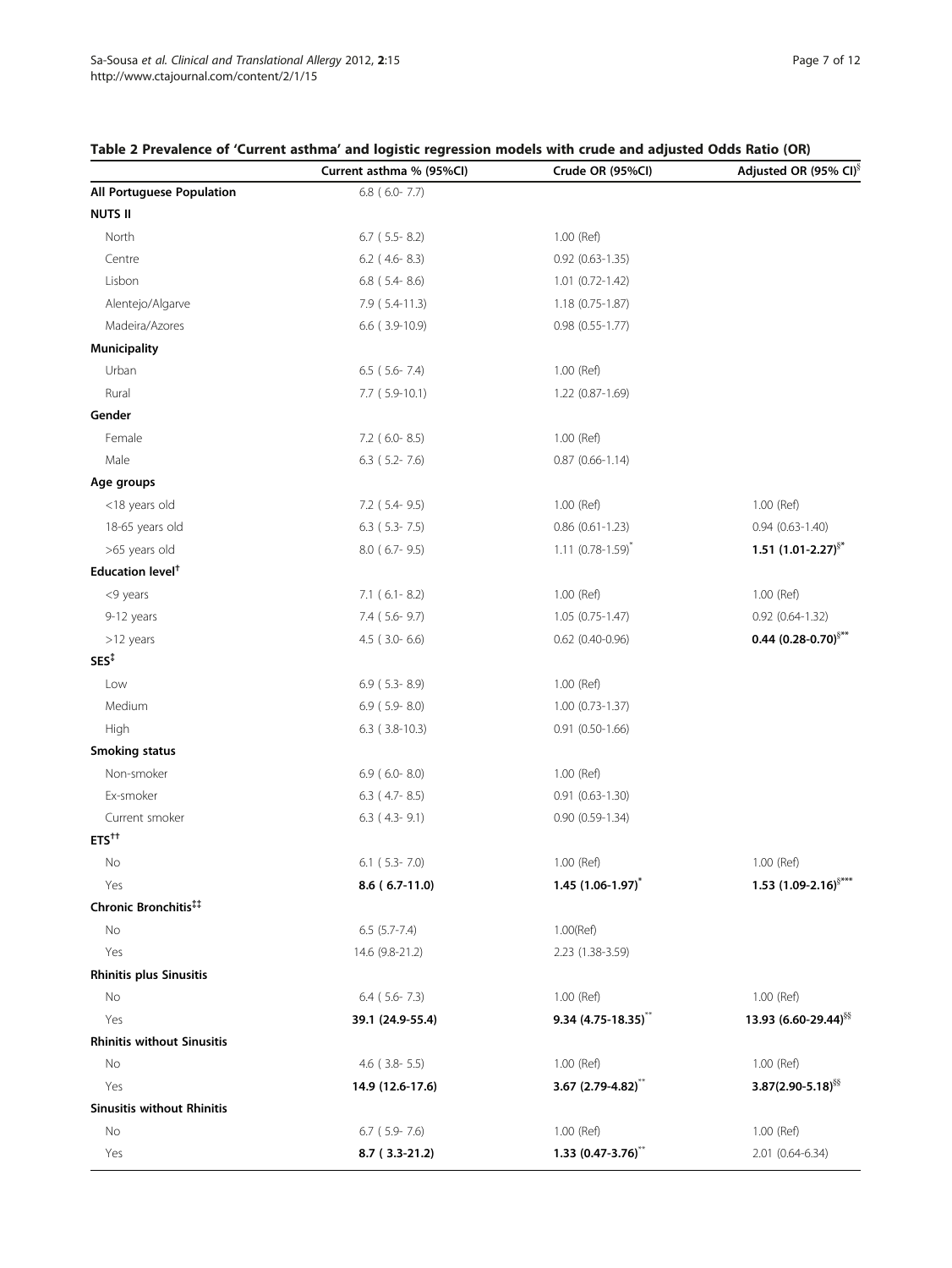**Table 2 Prevalence of 'Current asthma' and logistic regression models with crude and adjusted Odds Ratio (OR)**

| | Current asthma % (95%CI) | Crude OR (95%CI) | Adjusted OR (95% CI)[§] |
|---|---|---|---|
| **All Portuguese Population** | 6.8 ( 6.0- 7.7) | | |
| **NUTS II** | | | |
| North | 6.7 ( 5.5- 8.2) | 1.00 (Ref) | |
| Centre | 6.2 ( 4.6- 8.3) | 0.92 (0.63-1.35) | |
| Lisbon | 6.8 ( 5.4- 8.6) | 1.01 (0.72-1.42) | |
| Alentejo/Algarve | 7.9 ( 5.4-11.3) | 1.18 (0.75-1.87) | |
| Madeira/Azores | 6.6 ( 3.9-10.9) | 0.98 (0.55-1.77) | |
| **Municipality** | | | |
| Urban | 6.5 ( 5.6- 7.4) | 1.00 (Ref) | |
| Rural | 7.7 ( 5.9-10.1) | 1.22 (0.87-1.69) | |
| **Gender** | | | |
| Female | 7.2 ( 6.0- 8.5) | 1.00 (Ref) | |
| Male | 6.3 ( 5.2- 7.6) | 0.87 (0.66-1.14) | |
| **Age groups** | | | |
| <18 years old | 7.2 ( 5.4- 9.5) | 1.00 (Ref) | 1.00 (Ref) |
| 18-65 years old | 6.3 ( 5.3- 7.5) | 0.86 (0.61-1.23) | 0.94 (0.63-1.40) |
| >65 years old | 8.0 ( 6.7- 9.5) | 1.11 (0.78-1.59)* | **1.51 (1.01-2.27)**[§*] |
| **Education level**[†] | | | |
| <9 years | 7.1 ( 6.1- 8.2) | 1.00 (Ref) | 1.00 (Ref) |
| 9-12 years | 7.4 ( 5.6- 9.7) | 1.05 (0.75-1.47) | 0.92 (0.64-1.32) |
| >12 years | 4.5 ( 3.0- 6.6) | 0.62 (0.40-0.96) | **0.44 (0.28-0.70)**[§**] |
| **SES**[‡] | | | |
| Low | 6.9 ( 5.3- 8.9) | 1.00 (Ref) | |
| Medium | 6.9 ( 5.9- 8.0) | 1.00 (0.73-1.37) | |
| High | 6.3 ( 3.8-10.3) | 0.91 (0.50-1.66) | |
| **Smoking status** | | | |
| Non-smoker | 6.9 ( 6.0- 8.0) | 1.00 (Ref) | |
| Ex-smoker | 6.3 ( 4.7- 8.5) | 0.91 (0.63-1.30) | |
| Current smoker | 6.3 ( 4.3- 9.1) | 0.90 (0.59-1.34) | |
| **ETS**[††] | | | |
| No | 6.1 ( 5.3- 7.0) | 1.00 (Ref) | 1.00 (Ref) |
| Yes | **8.6 ( 6.7-11.0)** | **1.45 (1.06-1.97)*** | **1.53 (1.09-2.16)**[§***] |
| **Chronic Bronchitis**[‡‡] | | | |
| No | 6.5 (5.7-7.4) | 1.00(Ref) | |
| Yes | 14.6 (9.8-21.2) | 2.23 (1.38-3.59) | |
| **Rhinitis plus Sinusitis** | | | |
| No | 6.4 ( 5.6- 7.3) | 1.00 (Ref) | 1.00 (Ref) |
| Yes | **39.1 (24.9-55.4)** | **9.34 (4.75-18.35)**** | **13.93 (6.60-29.44)**[§§] |
| **Rhinitis without Sinusitis** | | | |
| No | 4.6 ( 3.8- 5.5) | 1.00 (Ref) | 1.00 (Ref) |
| Yes | **14.9 (12.6-17.6)** | **3.67 (2.79-4.82)**** | **3.87(2.90-5.18)**[§§] |
| **Sinusitis without Rhinitis** | | | |
| No | 6.7 ( 5.9- 7.6) | 1.00 (Ref) | 1.00 (Ref) |
| Yes | **8.7 ( 3.3-21.2)** | **1.33 (0.47-3.76)**** | 2.01 (0.64-6.34) |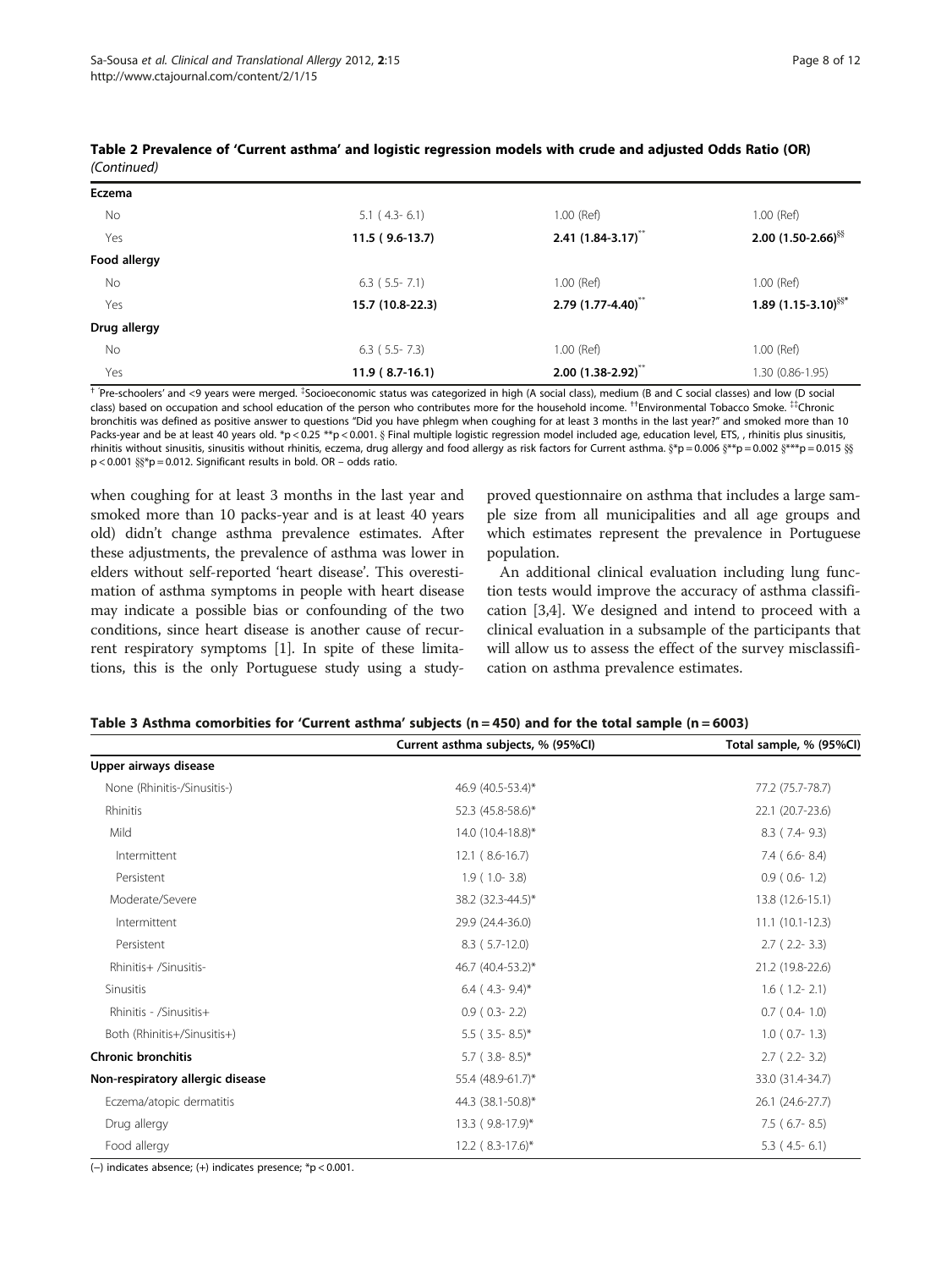**Table 2 Prevalence of 'Current asthma' and logistic regression models with crude and adjusted Odds Ratio (OR)** *(Continued)*

| | | | |
|---|---|---|---|
| **Eczema** | | | |
| No | 5.1 ( 4.3- 6.1) | 1.00 (Ref) | 1.00 (Ref) |
| Yes | **11.5 ( 9.6-13.7)** | **2.41 (1.84-3.17)\*\*** | **2.00 (1.50-2.66)§§** |
| **Food allergy** | | | |
| No | 6.3 ( 5.5- 7.1) | 1.00 (Ref) | 1.00 (Ref) |
| Yes | **15.7 (10.8-22.3)** | **2.79 (1.77-4.40)\*\*** | **1.89 (1.15-3.10)§§\*** |
| **Drug allergy** | | | |
| No | 6.3 ( 5.5- 7.3) | 1.00 (Ref) | 1.00 (Ref) |
| Yes | **11.9 ( 8.7-16.1)** | **2.00 (1.38-2.92)\*\*** | 1.30 (0.86-1.95) |

† 'Pre-schoolers' and <9 years were merged. ‡Socioeconomic status was categorized in high (A social class), medium (B and C social classes) and low (D social class) based on occupation and school education of the person who contributes more for the household income. ††Environmental Tobacco Smoke. ‡‡Chronic bronchitis was defined as positive answer to questions "Did you have phlegm when coughing for at least 3 months in the last year?" and smoked more than 10 Packs-year and be at least 40 years old. \*p < 0.25 \*\*p < 0.001. § Final multiple logistic regression model included age, education level, ETS, , rhinitis plus sinusitis, rhinitis without sinusitis, sinusitis without rhinitis, eczema, drug allergy and food allergy as risk factors for Current asthma. §\*p = 0.006 §\*\*p = 0.002 §\*\*\*p = 0.015 §§ p < 0.001 §§\*p = 0.012. Significant results in bold. OR – odds ratio.

when coughing for at least 3 months in the last year and smoked more than 10 packs-year and is at least 40 years old) didn't change asthma prevalence estimates. After these adjustments, the prevalence of asthma was lower in elders without self-reported 'heart disease'. This overestimation of asthma symptoms in people with heart disease may indicate a possible bias or confounding of the two conditions, since heart disease is another cause of recurrent respiratory symptoms [1]. In spite of these limitations, this is the only Portuguese study using a study-proved questionnaire on asthma that includes a large sample size from all municipalities and all age groups and which estimates represent the prevalence in Portuguese population.

An additional clinical evaluation including lung function tests would improve the accuracy of asthma classification [3,4]. We designed and intend to proceed with a clinical evaluation in a subsample of the participants that will allow us to assess the effect of the survey misclassification on asthma prevalence estimates.

**Table 3 Asthma comorbities for 'Current asthma' subjects (n = 450) and for the total sample (n = 6003)**

| | Current asthma subjects, % (95%CI) | Total sample, % (95%CI) |
|---|---|---|
| **Upper airways disease** | | |
| None (Rhinitis-/Sinusitis-) | 46.9 (40.5-53.4)\* | 77.2 (75.7-78.7) |
| Rhinitis | 52.3 (45.8-58.6)\* | 22.1 (20.7-23.6) |
| Mild | 14.0 (10.4-18.8)\* | 8.3 ( 7.4- 9.3) |
| Intermittent | 12.1 ( 8.6-16.7) | 7.4 ( 6.6- 8.4) |
| Persistent | 1.9 ( 1.0- 3.8) | 0.9 ( 0.6- 1.2) |
| Moderate/Severe | 38.2 (32.3-44.5)\* | 13.8 (12.6-15.1) |
| Intermittent | 29.9 (24.4-36.0) | 11.1 (10.1-12.3) |
| Persistent | 8.3 ( 5.7-12.0) | 2.7 ( 2.2- 3.3) |
| Rhinitis+ /Sinusitis- | 46.7 (40.4-53.2)\* | 21.2 (19.8-22.6) |
| Sinusitis | 6.4 ( 4.3- 9.4)\* | 1.6 ( 1.2- 2.1) |
| Rhinitis - /Sinusitis+ | 0.9 ( 0.3- 2.2) | 0.7 ( 0.4- 1.0) |
| Both (Rhinitis+/Sinusitis+) | 5.5 ( 3.5- 8.5)\* | 1.0 ( 0.7- 1.3) |
| **Chronic bronchitis** | 5.7 ( 3.8- 8.5)\* | 2.7 ( 2.2- 3.2) |
| **Non-respiratory allergic disease** | 55.4 (48.9-61.7)\* | 33.0 (31.4-34.7) |
| Eczema/atopic dermatitis | 44.3 (38.1-50.8)\* | 26.1 (24.6-27.7) |
| Drug allergy | 13.3 ( 9.8-17.9)\* | 7.5 ( 6.7- 8.5) |
| Food allergy | 12.2 ( 8.3-17.6)\* | 5.3 ( 4.5- 6.1) |

(–) indicates absence; (+) indicates presence; \*p < 0.001.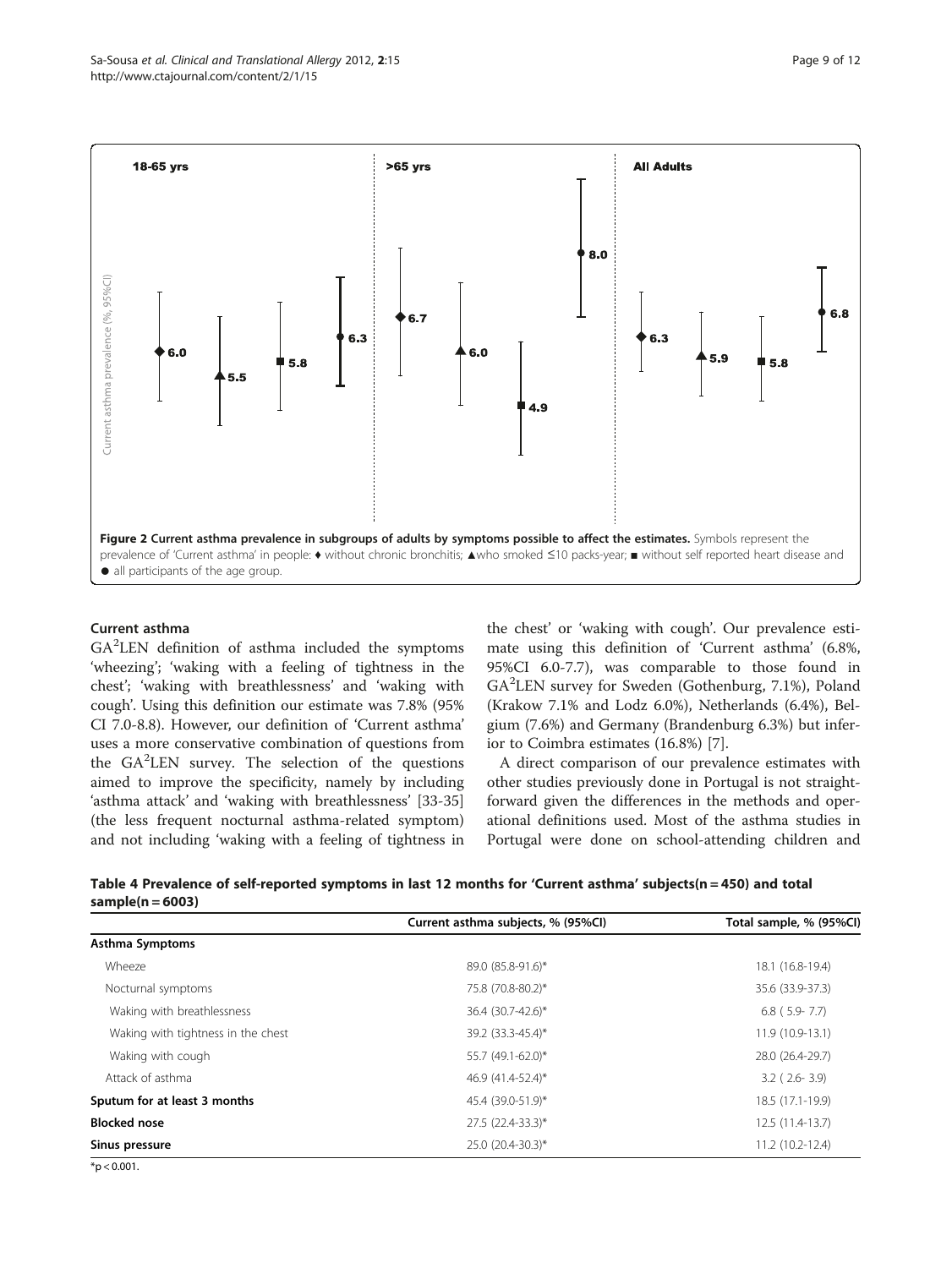Figure 2 Current asthma prevalence in subgroups of adults by symptoms possible to affect the estimates. Symbols represent the prevalence of 'Current asthma' in people: ♦ without chronic bronchitis; ▲who smoked ≤10 packs-year; ■ without self reported heart disease and ● all participants of the age group.

### Current asthma

GA²LEN definition of asthma included the symptoms 'wheezing'; 'waking with a feeling of tightness in the chest'; 'waking with breathlessness' and 'waking with cough'. Using this definition our estimate was 7.8% (95% CI 7.0-8.8). However, our definition of 'Current asthma' uses a more conservative combination of questions from the GA²LEN survey. The selection of the questions aimed to improve the specificity, namely by including 'asthma attack' and 'waking with breathlessness' [33-35] (the less frequent nocturnal asthma-related symptom) and not including 'waking with a feeling of tightness in the chest' or 'waking with cough'. Our prevalence estimate using this definition of 'Current asthma' (6.8%, 95%CI 6.0-7.7), was comparable to those found in GA²LEN survey for Sweden (Gothenburg, 7.1%), Poland (Krakow 7.1% and Lodz 6.0%), Netherlands (6.4%), Belgium (7.6%) and Germany (Brandenburg 6.3%) but inferior to Coimbra estimates (16.8%) [7].

A direct comparison of our prevalence estimates with other studies previously done in Portugal is not straightforward given the differences in the methods and operational definitions used. Most of the asthma studies in Portugal were done on school-attending children and

**Table 4 Prevalence of self-reported symptoms in last 12 months for 'Current asthma' subjects(n = 450) and total sample(n = 6003)**

| | Current asthma subjects, % (95%CI) | Total sample, % (95%CI) |
|---|---|---|
| **Asthma Symptoms** | | |
| Wheeze | 89.0 (85.8-91.6)* | 18.1 (16.8-19.4) |
| Nocturnal symptoms | 75.8 (70.8-80.2)* | 35.6 (33.9-37.3) |
| Waking with breathlessness | 36.4 (30.7-42.6)* | 6.8 ( 5.9- 7.7) |
| Waking with tightness in the chest | 39.2 (33.3-45.4)* | 11.9 (10.9-13.1) |
| Waking with cough | 55.7 (49.1-62.0)* | 28.0 (26.4-29.7) |
| Attack of asthma | 46.9 (41.4-52.4)* | 3.2 ( 2.6- 3.9) |
| **Sputum for at least 3 months** | 45.4 (39.0-51.9)* | 18.5 (17.1-19.9) |
| **Blocked nose** | 27.5 (22.4-33.3)* | 12.5 (11.4-13.7) |
| **Sinus pressure** | 25.0 (20.4-30.3)* | 11.2 (10.2-12.4) |

*$p < 0.001$.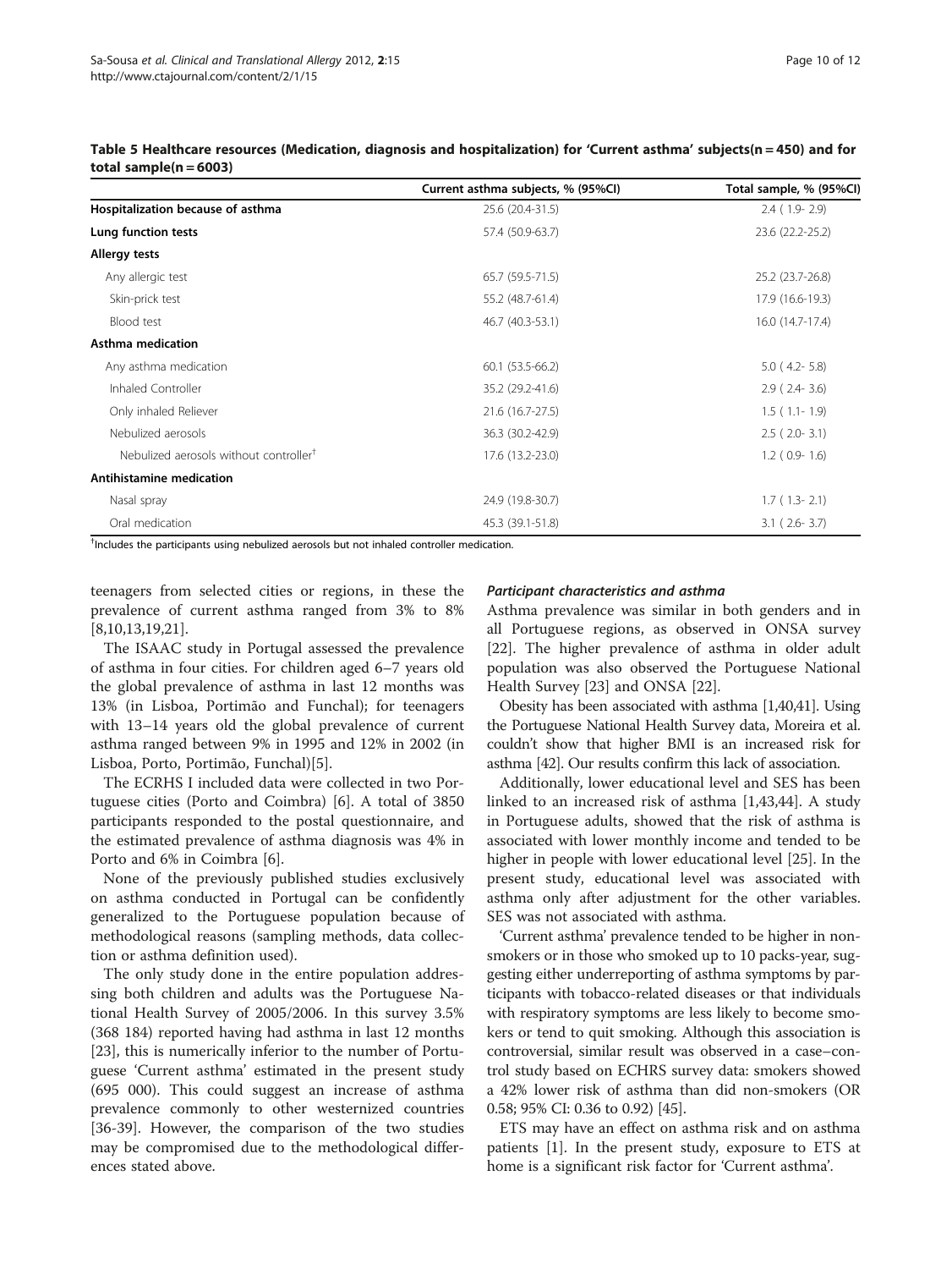**Table 5 Healthcare resources (Medication, diagnosis and hospitalization) for 'Current asthma' subjects(n = 450) and for total sample(n = 6003)**

| | Current asthma subjects, % (95%CI) | Total sample, % (95%CI) |
|---|---|---|
| **Hospitalization because of asthma** | 25.6 (20.4-31.5) | 2.4 ( 1.9- 2.9) |
| **Lung function tests** | 57.4 (50.9-63.7) | 23.6 (22.2-25.2) |
| **Allergy tests** | | |
| Any allergic test | 65.7 (59.5-71.5) | 25.2 (23.7-26.8) |
| Skin-prick test | 55.2 (48.7-61.4) | 17.9 (16.6-19.3) |
| Blood test | 46.7 (40.3-53.1) | 16.0 (14.7-17.4) |
| **Asthma medication** | | |
| Any asthma medication | 60.1 (53.5-66.2) | 5.0 ( 4.2- 5.8) |
| Inhaled Controller | 35.2 (29.2-41.6) | 2.9 ( 2.4- 3.6) |
| Only inhaled Reliever | 21.6 (16.7-27.5) | 1.5 ( 1.1- 1.9) |
| Nebulized aerosols | 36.3 (30.2-42.9) | 2.5 ( 2.0- 3.1) |
| Nebulized aerosols without controller[†] | 17.6 (13.2-23.0) | 1.2 ( 0.9- 1.6) |
| **Antihistamine medication** | | |
| Nasal spray | 24.9 (19.8-30.7) | 1.7 ( 1.3- 2.1) |
| Oral medication | 45.3 (39.1-51.8) | 3.1 ( 2.6- 3.7) |

[†]Includes the participants using nebulized aerosols but not inhaled controller medication.

teenagers from selected cities or regions, in these the prevalence of current asthma ranged from 3% to 8% [8,10,13,19,21].

The ISAAC study in Portugal assessed the prevalence of asthma in four cities. For children aged 6–7 years old the global prevalence of asthma in last 12 months was 13% (in Lisboa, Portimão and Funchal); for teenagers with 13–14 years old the global prevalence of current asthma ranged between 9% in 1995 and 12% in 2002 (in Lisboa, Porto, Portimão, Funchal)[5].

The ECRHS I included data were collected in two Portuguese cities (Porto and Coimbra) [6]. A total of 3850 participants responded to the postal questionnaire, and the estimated prevalence of asthma diagnosis was 4% in Porto and 6% in Coimbra [6].

None of the previously published studies exclusively on asthma conducted in Portugal can be confidently generalized to the Portuguese population because of methodological reasons (sampling methods, data collection or asthma definition used).

The only study done in the entire population addressing both children and adults was the Portuguese National Health Survey of 2005/2006. In this survey 3.5% (368 184) reported having had asthma in last 12 months [23], this is numerically inferior to the number of Portuguese 'Current asthma' estimated in the present study (695 000). This could suggest an increase of asthma prevalence commonly to other westernized countries [36-39]. However, the comparison of the two studies may be compromised due to the methodological differences stated above.

#### *Participant characteristics and asthma*

Asthma prevalence was similar in both genders and in all Portuguese regions, as observed in ONSA survey [22]. The higher prevalence of asthma in older adult population was also observed the Portuguese National Health Survey [23] and ONSA [22].

Obesity has been associated with asthma [1,40,41]. Using the Portuguese National Health Survey data, Moreira et al. couldn't show that higher BMI is an increased risk for asthma [42]. Our results confirm this lack of association.

Additionally, lower educational level and SES has been linked to an increased risk of asthma [1,43,44]. A study in Portuguese adults, showed that the risk of asthma is associated with lower monthly income and tended to be higher in people with lower educational level [25]. In the present study, educational level was associated with asthma only after adjustment for the other variables. SES was not associated with asthma.

'Current asthma' prevalence tended to be higher in non-smokers or in those who smoked up to 10 packs-year, suggesting either underreporting of asthma symptoms by participants with tobacco-related diseases or that individuals with respiratory symptoms are less likely to become smokers or tend to quit smoking. Although this association is controversial, similar result was observed in a case–control study based on ECHRS survey data: smokers showed a 42% lower risk of asthma than did non-smokers (OR 0.58; 95% CI: 0.36 to 0.92) [45].

ETS may have an effect on asthma risk and on asthma patients [1]. In the present study, exposure to ETS at home is a significant risk factor for 'Current asthma'.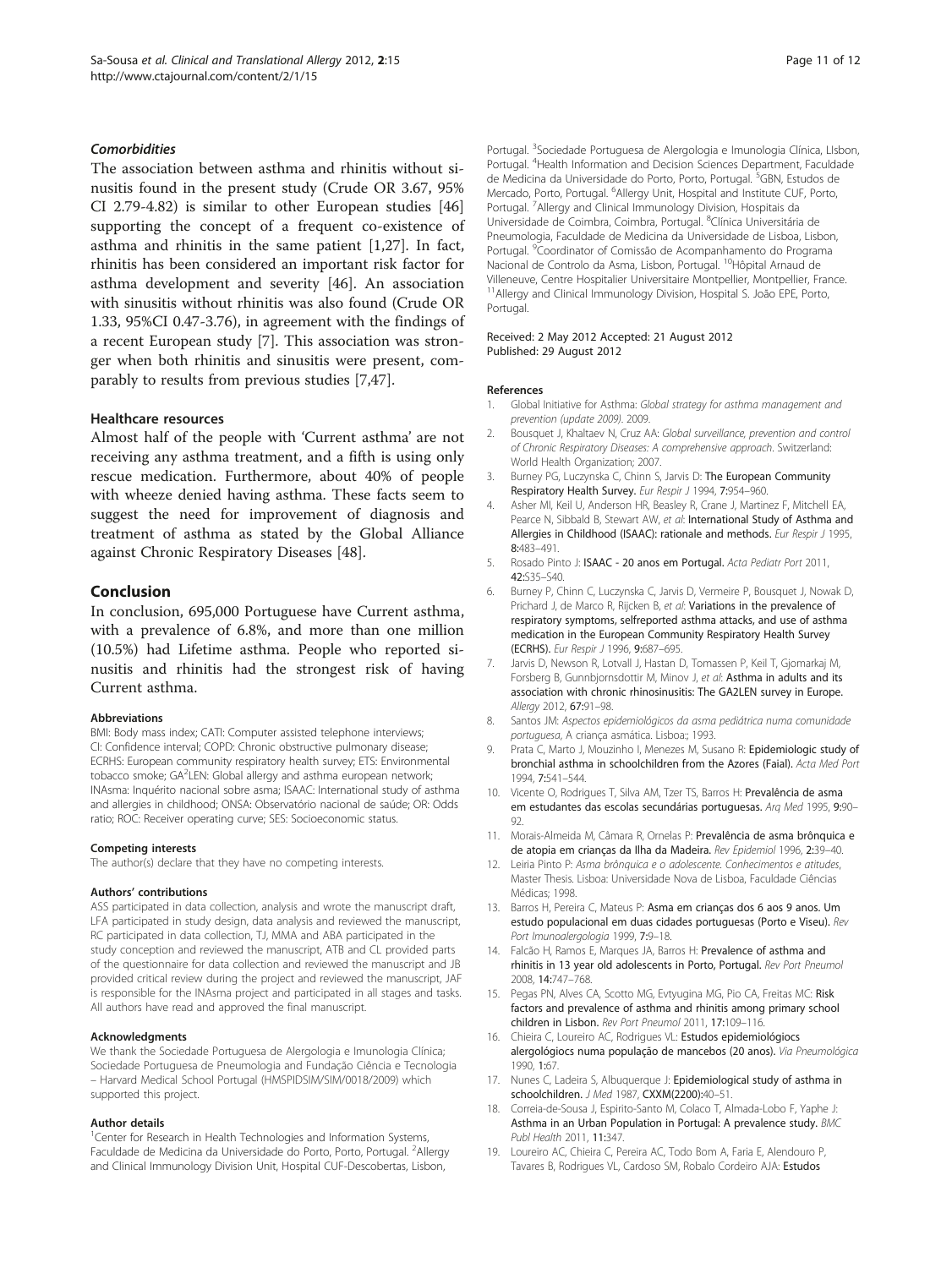### Comorbidities

The association between asthma and rhinitis without sinusitis found in the present study (Crude OR 3.67, 95% CI 2.79-4.82) is similar to other European studies [46] supporting the concept of a frequent co-existence of asthma and rhinitis in the same patient [1,27]. In fact, rhinitis has been considered an important risk factor for asthma development and severity [46]. An association with sinusitis without rhinitis was also found (Crude OR 1.33, 95%CI 0.47-3.76), in agreement with the findings of a recent European study [7]. This association was stronger when both rhinitis and sinusitis were present, comparably to results from previous studies [7,47].

#### Healthcare resources

Almost half of the people with 'Current asthma' are not receiving any asthma treatment, and a fifth is using only rescue medication. Furthermore, about 40% of people with wheeze denied having asthma. These facts seem to suggest the need for improvement of diagnosis and treatment of asthma as stated by the Global Alliance against Chronic Respiratory Diseases [48].

## Conclusion

In conclusion, 695,000 Portuguese have Current asthma, with a prevalence of 6.8%, and more than one million (10.5%) had Lifetime asthma. People who reported sinusitis and rhinitis had the strongest risk of having Current asthma.

#### Abbreviations

BMI: Body mass index; CATI: Computer assisted telephone interviews; CI: Confidence interval; COPD: Chronic obstructive pulmonary disease; ECRHS: European community respiratory health survey; ETS: Environmental tobacco smoke; GA$^2$LEN: Global allergy and asthma european network; INAsma: Inquérito nacional sobre asma; ISAAC: International study of asthma and allergies in childhood; ONSA: Observatório nacional de saúde; OR: Odds ratio; ROC: Receiver operating curve; SES: Socioeconomic status.

#### Competing interests

The author(s) declare that they have no competing interests.

#### Authors' contributions

ASS participated in data collection, analysis and wrote the manuscript draft, LFA participated in study design, data analysis and reviewed the manuscript, RC participated in data collection, TJ, MMA and ABA participated in the study conception and reviewed the manuscript, ATB and CL provided parts of the questionnaire for data collection and reviewed the manuscript and JB provided critical review during the project and reviewed the manuscript, JAF is responsible for the INAsma project and participated in all stages and tasks. All authors have read and approved the final manuscript.

#### Acknowledgments

We thank the Sociedade Portuguesa de Alergologia e Imunologia Clínica; Sociedade Portuguesa de Pneumologia and Fundação Ciência e Tecnologia – Harvard Medical School Portugal (HMSPIDSIM/SIM/0018/2009) which supported this project.

#### Author details

[1]Center for Research in Health Technologies and Information Systems, Faculdade de Medicina da Universidade do Porto, Porto, Portugal. [2]Allergy and Clinical Immunology Division Unit, Hospital CUF-Descobertas, Lisbon, Portugal. [3]Sociedade Portuguesa de Alergologia e Imunologia Clínica, LIsbon, Portugal. [4]Health Information and Decision Sciences Department, Faculdade de Medicina da Universidade do Porto, Porto, Portugal. [5]GBN, Estudos de Mercado, Porto, Portugal. [6]Allergy Unit, Hospital and Institute CUF, Porto, Portugal. [7]Allergy and Clinical Immunology Division, Hospitais da Universidade de Coimbra, Coimbra, Portugal. [8]Clínica Universitária de Pneumologia, Faculdade de Medicina da Universidade de Lisboa, Lisbon, Portugal. [9]Coordinator of Comissão de Acompanhamento do Programa Nacional de Controlo da Asma, Lisbon, Portugal. [10]Hôpital Arnaud de Villeneuve, Centre Hospitalier Universitaire Montpellier, Montpellier, France. [11]Allergy and Clinical Immunology Division, Hospital S. João EPE, Porto, Portugal.

Received: 2 May 2012 Accepted: 21 August 2012
Published: 29 August 2012

#### References

1. Global Initiative for Asthma: *Global strategy for asthma management and prevention (update 2009)*. 2009.
2. Bousquet J, Khaltaev N, Cruz AA: *Global surveillance, prevention and control of Chronic Respiratory Diseases: A comprehensive approach*. Switzerland: World Health Organization; 2007.
3. Burney PG, Luczynska C, Chinn S, Jarvis D: **The European Community Respiratory Health Survey.** *Eur Respir J* 1994, **7:**954–960.
4. Asher MI, Keil U, Anderson HR, Beasley R, Crane J, Martinez F, Mitchell EA, Pearce N, Sibbald B, Stewart AW, *et al*: **International Study of Asthma and Allergies in Childhood (ISAAC): rationale and methods.** *Eur Respir J* 1995, **8:**483–491.
5. Rosado Pinto J: **ISAAC - 20 anos em Portugal.** *Acta Pediatr Port* 2011, **42:**S35–S40.
6. Burney P, Chinn C, Luczynska C, Jarvis D, Vermeire P, Bousquet J, Nowak D, Prichard J, de Marco R, Rijcken B, *et al*: **Variations in the prevalence of respiratory symptoms, selfreported asthma attacks, and use of asthma medication in the European Community Respiratory Health Survey (ECRHS).** *Eur Respir J* 1996, **9:**687–695.
7. Jarvis D, Newson R, Lotvall J, Hastan D, Tomassen P, Keil T, Gjomarkaj M, Forsberg B, Gunnbjornsdottir M, Minov J, *et al*: **Asthma in adults and its association with chronic rhinosinusitis: The GA2LEN survey in Europe.** *Allergy* 2012, **67:**91–98.
8. Santos JM: *Aspectos epidemiológicos da asma pediátrica numa comunidade portuguesa*, A criança asmática. Lisboa:; 1993.
9. Prata C, Marto J, Mouzinho I, Menezes M, Susano R: **Epidemiologic study of bronchial asthma in schoolchildren from the Azores (Faial).** *Acta Med Port* 1994, **7:**541–544.
10. Vicente O, Rodrigues T, Silva AM, Tzer TS, Barros H: **Prevalência de asma em estudantes das escolas secundárias portuguesas.** *Arq Med* 1995, **9:**90–92.
11. Morais-Almeida M, Câmara R, Ornelas P: **Prevalência de asma brônquica e de atopia em crianças da Ilha da Madeira.** *Rev Epidemiol* 1996, **2:**39–40.
12. Leiria Pinto P: *Asma brônquica e o adolescente. Conhecimentos e atitudes*, Master Thesis. Lisboa: Universidade Nova de Lisboa, Faculdade Ciências Médicas; 1998.
13. Barros H, Pereira C, Mateus P: **Asma em crianças dos 6 aos 9 anos. Um estudo populacional em duas cidades portuguesas (Porto e Viseu).** *Rev Port Imunoalergologia* 1999, **7:**9–18.
14. Falcão H, Ramos E, Marques JA, Barros H: **Prevalence of asthma and rhinitis in 13 year old adolescents in Porto, Portugal.** *Rev Port Pneumol* 2008, **14:**747–768.
15. Pegas PN, Alves CA, Scotto MG, Evtyugina MG, Pio CA, Freitas MC: **Risk factors and prevalence of asthma and rhinitis among primary school children in Lisbon.** *Rev Port Pneumol* 2011, **17:**109–116.
16. Chieira C, Loureiro AC, Rodrigues VL: **Estudos epidemiológiocs alergológiocs numa população de mancebos (20 anos).** *Via Pneumológica* 1990, **1:**67.
17. Nunes C, Ladeira S, Albuquerque J: **Epidemiological study of asthma in schoolchildren.** *J Med* 1987, **CXXM(2200):**40–51.
18. Correia-de-Sousa J, Espirito-Santo M, Colaco T, Almada-Lobo F, Yaphe J: **Asthma in an Urban Population in Portugal: A prevalence study.** *BMC Publ Health* 2011, **11:**347.
19. Loureiro AC, Chieira C, Pereira AC, Todo Bom A, Faria E, Alendouro P, Tavares B, Rodrigues VL, Cardoso SM, Robalo Cordeiro AJA: **Estudos**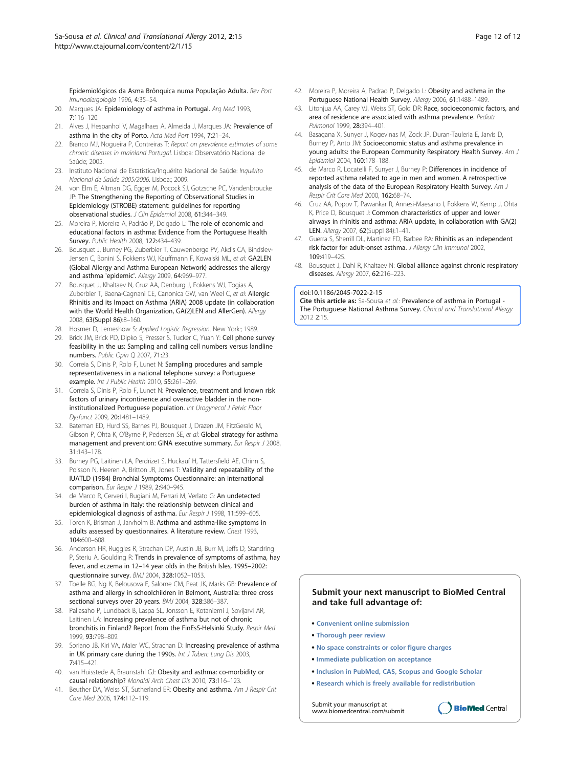Epidemiológicos da Asma Brônquica numa População Adulta. *Rev Port Imunoalergologia* 1996, **4**:35–54.

20. Marques JA: **Epidemiology of asthma in Portugal.** *Arq Med* 1993, **7**:116–120.
21. Alves J, Hespanhol V, Magalhaes A, Almeida J, Marques JA: **Prevalence of asthma in the city of Porto.** *Acta Med Port* 1994, **7**:21–24.
22. Branco MJ, Nogueira P, Contreiras T: *Report on prevalence estimates of some chronic diseases in mainland Portugal.* Lisboa: Observatório Nacional de Saúde; 2005.
23. Instituto Nacional de Estatística/Inquérito Nacional de Saúde: *Inquérito Nacional de Saúde 2005/2006.* Lisboa:; 2009.
24. von Elm E, Altman DG, Egger M, Pocock SJ, Gotzsche PC, Vandenbroucke JP: **The Strengthening the Reporting of Observational Studies in Epidemiology (STROBE) statement: guidelines for reporting observational studies.** *J Clin Epidemiol* 2008, **61**:344–349.
25. Moreira P, Moreira A, Padrão P, Delgado L: **The role of economic and educational factors in asthma: Evidence from the Portuguese Health Survey.** *Public Health* 2008, **122**:434–439.
26. Bousquet J, Burney PG, Zuberbier T, Cauwenberge PV, Akdis CA, Bindslev-Jensen C, Bonini S, Fokkens WJ, Kauffmann F, Kowalski ML, *et al*: **GA2LEN (Global Allergy and Asthma European Network) addresses the allergy and asthma 'epidemic'.** *Allergy* 2009, **64**:969–977.
27. Bousquet J, Khaltaev N, Cruz AA, Denburg J, Fokkens WJ, Togias A, Zuberbier T, Baena-Cagnani CE, Canonica GW, van Weel C, *et al*: **Allergic Rhinitis and its Impact on Asthma (ARIA) 2008 update (in collaboration with the World Health Organization, GA(2)LEN and AllerGen).** *Allergy* 2008, **63(Suppl 86)**:8–160.
28. Hosmer D, Lemeshow S: *Applied Logistic Regression.* New York:; 1989.
29. Brick JM, Brick PD, Dipko S, Presser S, Tucker C, Yuan Y: **Cell phone survey feasibility in the us: Sampling and calling cell numbers versus landline numbers.** *Public Opin Q* 2007, **71**:23.
30. Correia S, Dinis P, Rolo F, Lunet N: **Sampling procedures and sample representativeness in a national telephone survey: a Portuguese example.** *Int J Public Health* 2010, **55**:261–269.
31. Correia S, Dinis P, Rolo F, Lunet N: **Prevalence, treatment and known risk factors of urinary incontinence and overactive bladder in the non-institutionalized Portuguese population.** *Int Urogynecol J Pelvic Floor Dysfunct* 2009, **20**:1481–1489.
32. Bateman ED, Hurd SS, Barnes PJ, Bousquet J, Drazen JM, FitzGerald M, Gibson P, Ohta K, O'Byrne P, Pedersen SE, *et al*: **Global strategy for asthma management and prevention: GINA executive summary.** *Eur Respir J* 2008, **31**:143–178.
33. Burney PG, Laitinen LA, Perdrizet S, Huckauf H, Tattersfield AE, Chinn S, Poisson N, Heeren A, Britton JR, Jones T: **Validity and repeatability of the IUATLD (1984) Bronchial Symptoms Questionnaire: an international comparison.** *Eur Respir J* 1989, **2**:940–945.
34. de Marco R, Cerveri I, Bugiani M, Ferrari M, Verlato G: **An undetected burden of asthma in Italy: the relationship between clinical and epidemiological diagnosis of asthma.** *Eur Respir J* 1998, **11**:599–605.
35. Toren K, Brisman J, Jarvholm B: **Asthma and asthma-like symptoms in adults assessed by questionnaires. A literature review.** *Chest* 1993, **104**:600–608.
36. Anderson HR, Ruggles R, Strachan DP, Austin JB, Burr M, Jeffs D, Standring P, Steriu A, Goulding R: **Trends in prevalence of symptoms of asthma, hay fever, and eczema in 12–14 year olds in the British Isles, 1995–2002: questionnaire survey.** *BMJ* 2004, **328**:1052–1053.
37. Toelle BG, Ng K, Belousova E, Salome CM, Peat JK, Marks GB: **Prevalence of asthma and allergy in schoolchildren in Belmont, Australia: three cross sectional surveys over 20 years.** *BMJ* 2004, **328**:386–387.
38. Pallasaho P, Lundback B, Laspa SL, Jonsson E, Kotaniemi J, Sovijarvi AR, Laitinen LA: **Increasing prevalence of asthma but not of chronic bronchitis in Finland? Report from the FinEsS-Helsinki Study.** *Respir Med* 1999, **93**:798–809.
39. Soriano JB, Kiri VA, Maier WC, Strachan D: **Increasing prevalence of asthma in UK primary care during the 1990s.** *Int J Tuberc Lung Dis* 2003, **7**:415–421.
40. van Huisstede A, Braunstahl GJ: **Obesity and asthma: co-morbidity or causal relationship?** *Monaldi Arch Chest Dis* 2010, **73**:116–123.
41. Beuther DA, Weiss ST, Sutherland ER: **Obesity and asthma.** *Am J Respir Crit Care Med* 2006, **174**:112–119.
42. Moreira P, Moreira A, Padrao P, Delgado L: **Obesity and asthma in the Portuguese National Health Survey.** *Allergy* 2006, **61**:1488–1489.
43. Litonjua AA, Carey VJ, Weiss ST, Gold DR: **Race, socioeconomic factors, and area of residence are associated with asthma prevalence.** *Pediatr Pulmonol* 1999, **28**:394–401.
44. Basagana X, Sunyer J, Kogevinas M, Zock JP, Duran-Tauleria E, Jarvis D, Burney P, Anto JM: **Socioeconomic status and asthma prevalence in young adults: the European Community Respiratory Health Survey.** *Am J Epidemiol* 2004, **160**:178–188.
45. de Marco R, Locatelli F, Sunyer J, Burney P: **Differences in incidence of reported asthma related to age in men and women. A retrospective analysis of the data of the European Respiratory Health Survey.** *Am J Respir Crit Care Med* 2000, **162**:68–74.
46. Cruz AA, Popov T, Pawankar R, Annesi-Maesano I, Fokkens W, Kemp J, Ohta K, Price D, Bousquet J: **Common characteristics of upper and lower airways in rhinitis and asthma: ARIA update, in collaboration with GA(2) LEN.** *Allergy* 2007, **62(Suppl 84)**:1–41.
47. Guerra S, Sherrill DL, Martinez FD, Barbee RA: **Rhinitis as an independent risk factor for adult-onset asthma.** *J Allergy Clin Immunol* 2002, **109**:419–425.
48. Bousquet J, Dahl R, Khaltaev N: **Global alliance against chronic respiratory diseases.** *Allergy* 2007, **62**:216–223.

doi:10.1186/2045-7022-2-15

**Cite this article as:** Sa-Sousa *et al.*: Prevalence of asthma in Portugal - The Portuguese National Asthma Survey. *Clinical and Translational Allergy* 2012 **2**:15.